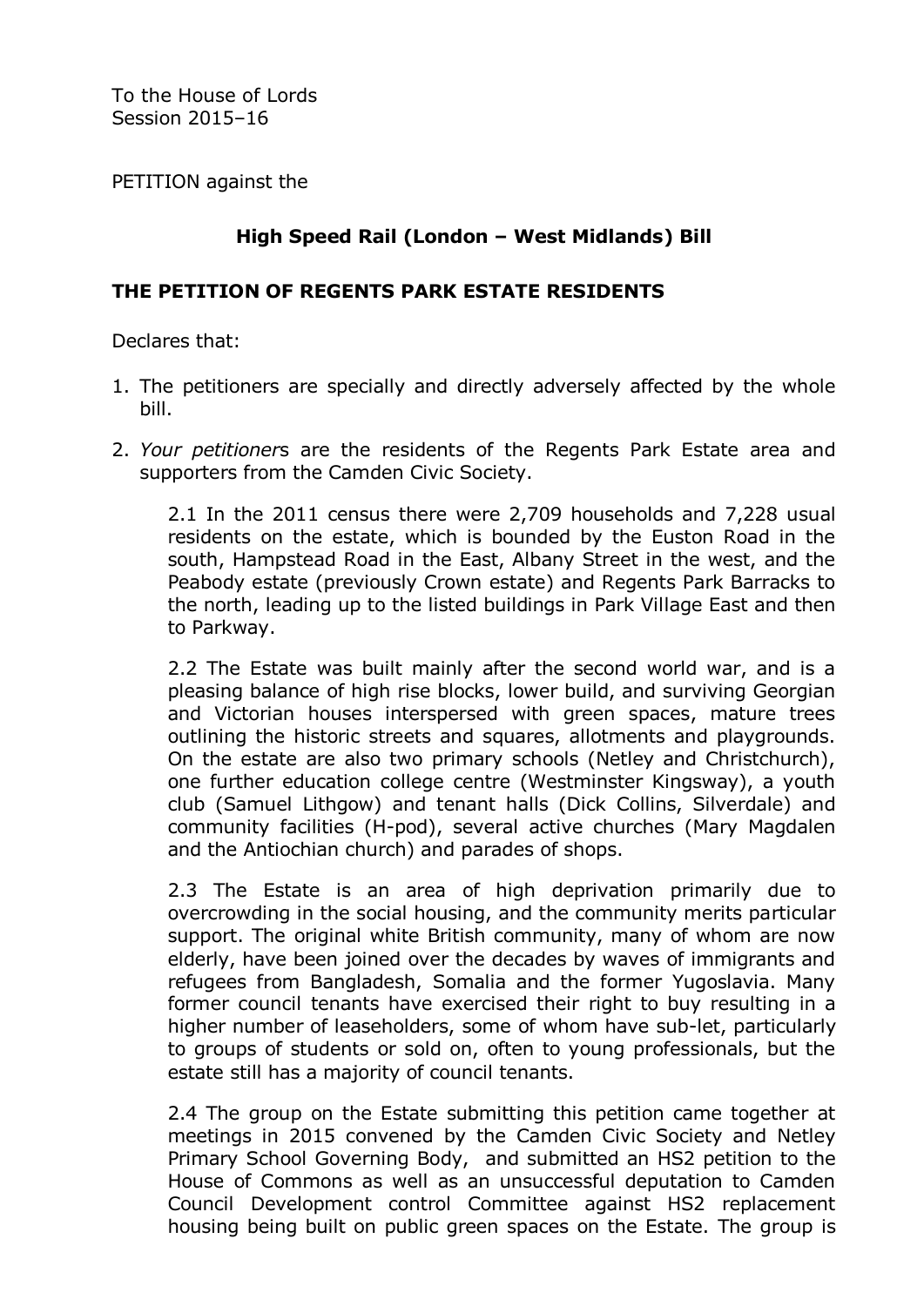To the House of Lords
Session 2015–16

PETITION against the

**High Speed Rail (London – West Midlands) Bill**

**THE PETITION OF REGENTS PARK ESTATE RESIDENTS**

Declares that:

1. The petitioners are specially and directly adversely affected by the whole bill.

2. *Your petitioner*s are the residents of the Regents Park Estate area and supporters from the Camden Civic Society.

   2.1 In the 2011 census there were 2,709 households and 7,228 usual residents on the estate, which is bounded by the Euston Road in the south, Hampstead Road in the East, Albany Street in the west, and the Peabody estate (previously Crown estate) and Regents Park Barracks to the north, leading up to the listed buildings in Park Village East and then to Parkway.

   2.2 The Estate was built mainly after the second world war, and is a pleasing balance of high rise blocks, lower build, and surviving Georgian and Victorian houses interspersed with green spaces, mature trees outlining the historic streets and squares, allotments and playgrounds. On the estate are also two primary schools (Netley and Christchurch), one further education college centre (Westminster Kingsway), a youth club (Samuel Lithgow) and tenant halls (Dick Collins, Silverdale) and community facilities (H-pod), several active churches (Mary Magdalen and the Antiochian church) and parades of shops.

   2.3 The Estate is an area of high deprivation primarily due to overcrowding in the social housing, and the community merits particular support. The original white British community, many of whom are now elderly, have been joined over the decades by waves of immigrants and refugees from Bangladesh, Somalia and the former Yugoslavia. Many former council tenants have exercised their right to buy resulting in a higher number of leaseholders, some of whom have sub-let, particularly to groups of students or sold on, often to young professionals, but the estate still has a majority of council tenants.

   2.4 The group on the Estate submitting this petition came together at meetings in 2015 convened by the Camden Civic Society and Netley Primary School Governing Body, and submitted an HS2 petition to the House of Commons as well as an unsuccessful deputation to Camden Council Development control Committee against HS2 replacement housing being built on public green spaces on the Estate. The group is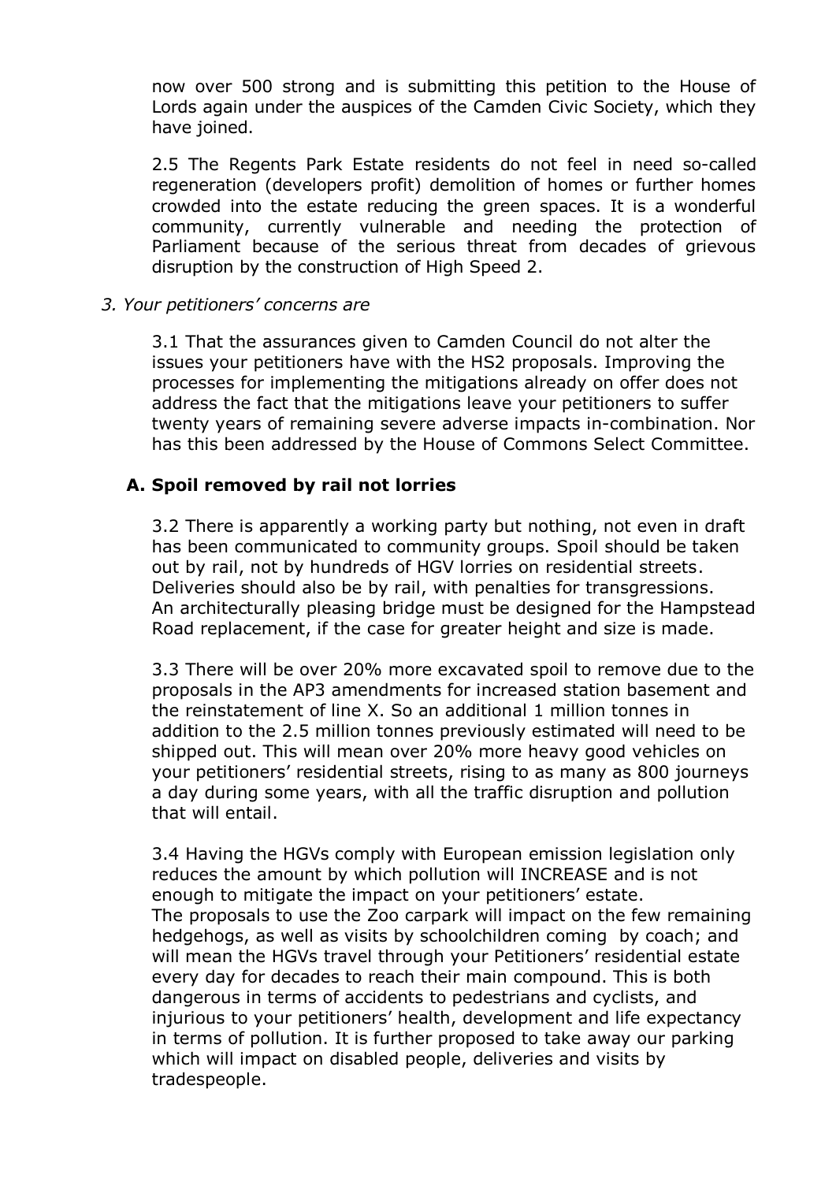now over 500 strong and is submitting this petition to the House of Lords again under the auspices of the Camden Civic Society, which they have joined.

2.5 The Regents Park Estate residents do not feel in need so-called regeneration (developers profit) demolition of homes or further homes crowded into the estate reducing the green spaces. It is a wonderful community, currently vulnerable and needing the protection of Parliament because of the serious threat from decades of grievous disruption by the construction of High Speed 2.

*3. Your petitioners' concerns are*

3.1 That the assurances given to Camden Council do not alter the issues your petitioners have with the HS2 proposals. Improving the processes for implementing the mitigations already on offer does not address the fact that the mitigations leave your petitioners to suffer twenty years of remaining severe adverse impacts in-combination. Nor has this been addressed by the House of Commons Select Committee.

### A. Spoil removed by rail not lorries

3.2 There is apparently a working party but nothing, not even in draft has been communicated to community groups. Spoil should be taken out by rail, not by hundreds of HGV lorries on residential streets. Deliveries should also be by rail, with penalties for transgressions. An architecturally pleasing bridge must be designed for the Hampstead Road replacement, if the case for greater height and size is made.

3.3 There will be over 20% more excavated spoil to remove due to the proposals in the AP3 amendments for increased station basement and the reinstatement of line X. So an additional 1 million tonnes in addition to the 2.5 million tonnes previously estimated will need to be shipped out. This will mean over 20% more heavy good vehicles on your petitioners' residential streets, rising to as many as 800 journeys a day during some years, with all the traffic disruption and pollution that will entail.

3.4 Having the HGVs comply with European emission legislation only reduces the amount by which pollution will INCREASE and is not enough to mitigate the impact on your petitioners' estate.
The proposals to use the Zoo carpark will impact on the few remaining hedgehogs, as well as visits by schoolchildren coming by coach; and will mean the HGVs travel through your Petitioners' residential estate every day for decades to reach their main compound. This is both dangerous in terms of accidents to pedestrians and cyclists, and injurious to your petitioners' health, development and life expectancy in terms of pollution. It is further proposed to take away our parking which will impact on disabled people, deliveries and visits by tradespeople.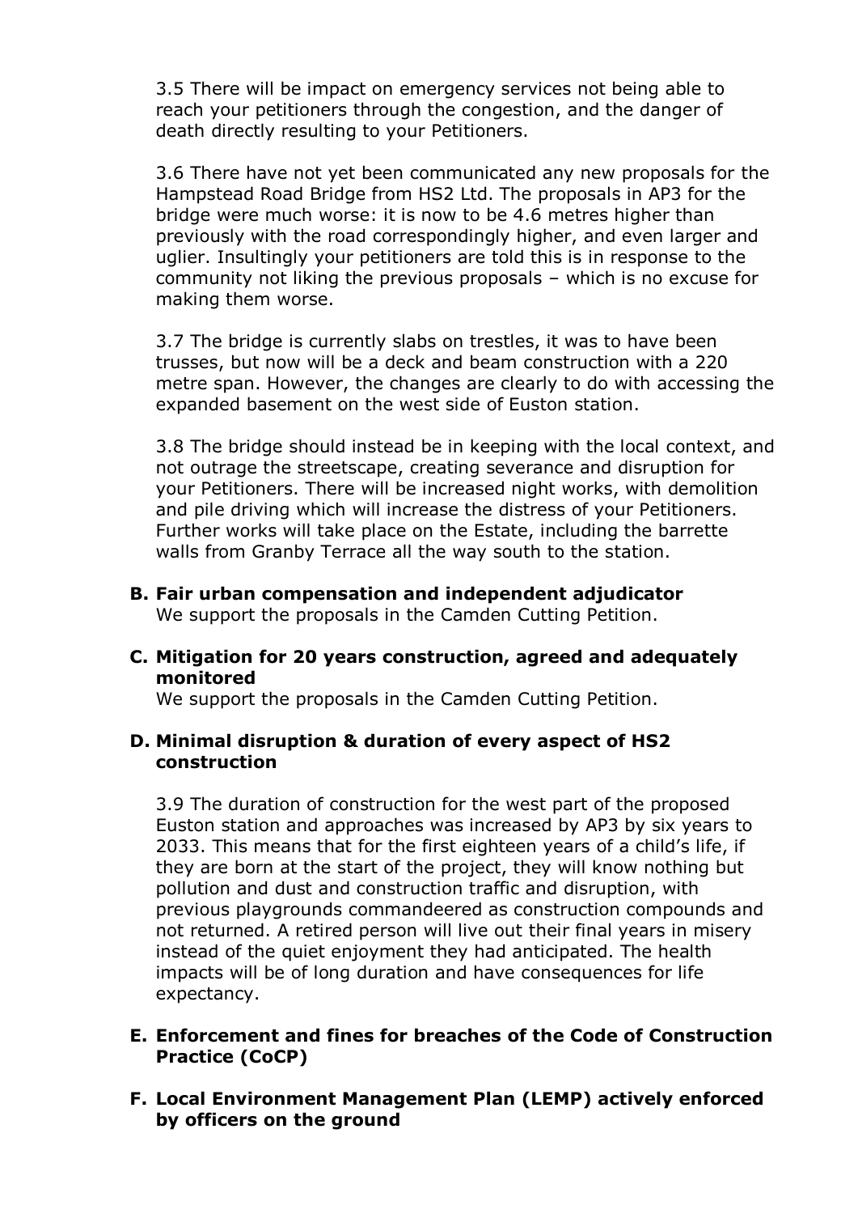3.5 There will be impact on emergency services not being able to reach your petitioners through the congestion, and the danger of death directly resulting to your Petitioners.

3.6 There have not yet been communicated any new proposals for the Hampstead Road Bridge from HS2 Ltd. The proposals in AP3 for the bridge were much worse: it is now to be 4.6 metres higher than previously with the road correspondingly higher, and even larger and uglier. Insultingly your petitioners are told this is in response to the community not liking the previous proposals – which is no excuse for making them worse.

3.7 The bridge is currently slabs on trestles, it was to have been trusses, but now will be a deck and beam construction with a 220 metre span. However, the changes are clearly to do with accessing the expanded basement on the west side of Euston station.

3.8 The bridge should instead be in keeping with the local context, and not outrage the streetscape, creating severance and disruption for your Petitioners. There will be increased night works, with demolition and pile driving which will increase the distress of your Petitioners. Further works will take place on the Estate, including the barrette walls from Granby Terrace all the way south to the station.

**B. Fair urban compensation and independent adjudicator**
We support the proposals in the Camden Cutting Petition.

**C. Mitigation for 20 years construction, agreed and adequately monitored**
We support the proposals in the Camden Cutting Petition.

**D. Minimal disruption & duration of every aspect of HS2 construction**

3.9 The duration of construction for the west part of the proposed Euston station and approaches was increased by AP3 by six years to 2033. This means that for the first eighteen years of a child's life, if they are born at the start of the project, they will know nothing but pollution and dust and construction traffic and disruption, with previous playgrounds commandeered as construction compounds and not returned. A retired person will live out their final years in misery instead of the quiet enjoyment they had anticipated. The health impacts will be of long duration and have consequences for life expectancy.

**E. Enforcement and fines for breaches of the Code of Construction Practice (CoCP)**

**F. Local Environment Management Plan (LEMP) actively enforced by officers on the ground**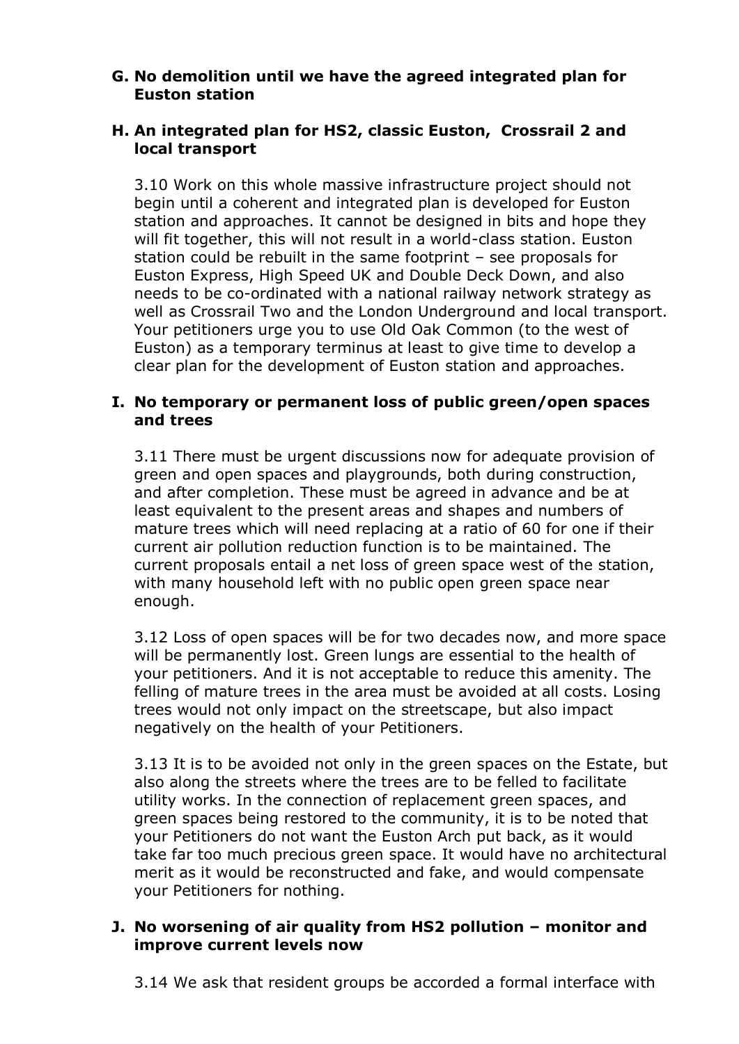## G. No demolition until we have the agreed integrated plan for Euston station

## H. An integrated plan for HS2, classic Euston, Crossrail 2 and local transport

3.10 Work on this whole massive infrastructure project should not begin until a coherent and integrated plan is developed for Euston station and approaches. It cannot be designed in bits and hope they will fit together, this will not result in a world-class station. Euston station could be rebuilt in the same footprint – see proposals for Euston Express, High Speed UK and Double Deck Down, and also needs to be co-ordinated with a national railway network strategy as well as Crossrail Two and the London Underground and local transport. Your petitioners urge you to use Old Oak Common (to the west of Euston) as a temporary terminus at least to give time to develop a clear plan for the development of Euston station and approaches.

## I. No temporary or permanent loss of public green/open spaces and trees

3.11 There must be urgent discussions now for adequate provision of green and open spaces and playgrounds, both during construction, and after completion. These must be agreed in advance and be at least equivalent to the present areas and shapes and numbers of mature trees which will need replacing at a ratio of 60 for one if their current air pollution reduction function is to be maintained. The current proposals entail a net loss of green space west of the station, with many household left with no public open green space near enough.

3.12 Loss of open spaces will be for two decades now, and more space will be permanently lost. Green lungs are essential to the health of your petitioners. And it is not acceptable to reduce this amenity. The felling of mature trees in the area must be avoided at all costs. Losing trees would not only impact on the streetscape, but also impact negatively on the health of your Petitioners.

3.13 It is to be avoided not only in the green spaces on the Estate, but also along the streets where the trees are to be felled to facilitate utility works. In the connection of replacement green spaces, and green spaces being restored to the community, it is to be noted that your Petitioners do not want the Euston Arch put back, as it would take far too much precious green space. It would have no architectural merit as it would be reconstructed and fake, and would compensate your Petitioners for nothing.

## J. No worsening of air quality from HS2 pollution – monitor and improve current levels now

3.14 We ask that resident groups be accorded a formal interface with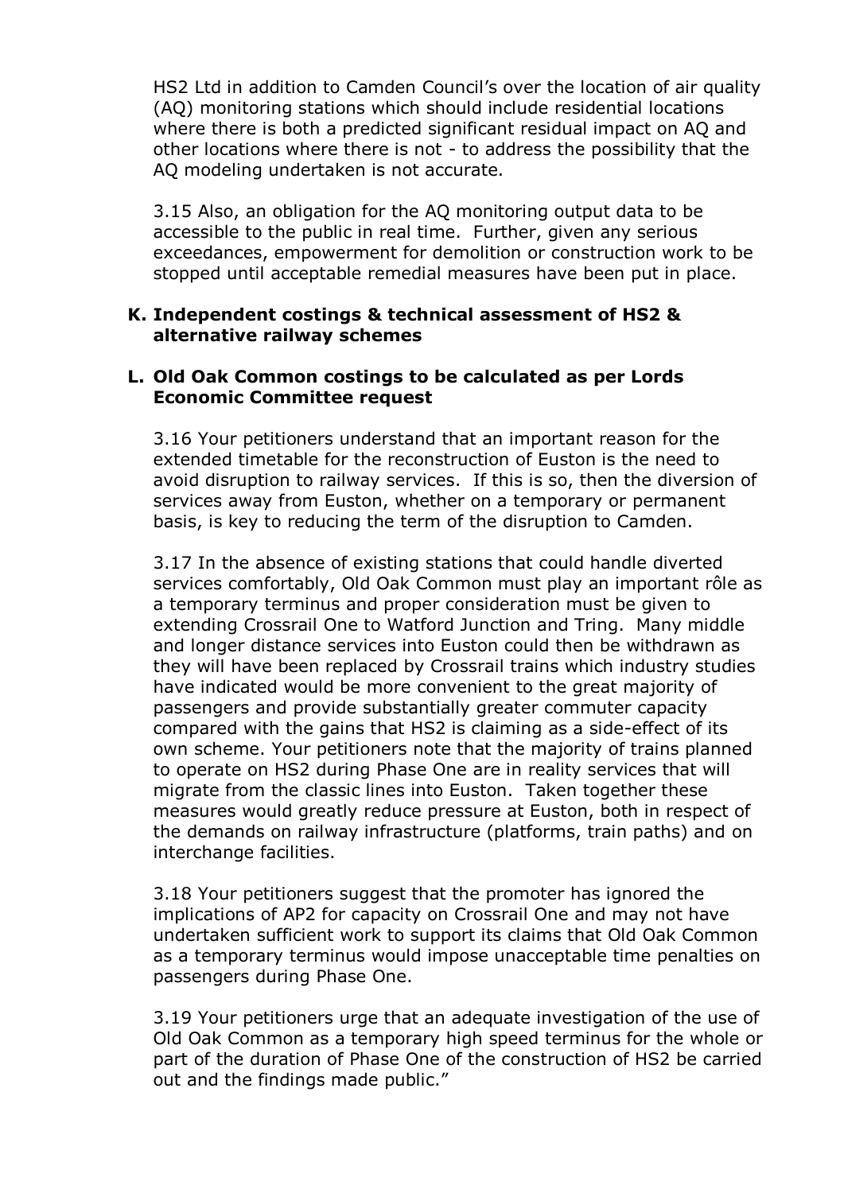HS2 Ltd in addition to Camden Council's over the location of air quality (AQ) monitoring stations which should include residential locations where there is both a predicted significant residual impact on AQ and other locations where there is not - to address the possibility that the AQ modeling undertaken is not accurate.

3.15 Also, an obligation for the AQ monitoring output data to be accessible to the public in real time. Further, given any serious exceedances, empowerment for demolition or construction work to be stopped until acceptable remedial measures have been put in place.

**K. Independent costings & technical assessment of HS2 & alternative railway schemes**

**L. Old Oak Common costings to be calculated as per Lords Economic Committee request**

3.16 Your petitioners understand that an important reason for the extended timetable for the reconstruction of Euston is the need to avoid disruption to railway services. If this is so, then the diversion of services away from Euston, whether on a temporary or permanent basis, is key to reducing the term of the disruption to Camden.

3.17 In the absence of existing stations that could handle diverted services comfortably, Old Oak Common must play an important rôle as a temporary terminus and proper consideration must be given to extending Crossrail One to Watford Junction and Tring. Many middle and longer distance services into Euston could then be withdrawn as they will have been replaced by Crossrail trains which industry studies have indicated would be more convenient to the great majority of passengers and provide substantially greater commuter capacity compared with the gains that HS2 is claiming as a side-effect of its own scheme. Your petitioners note that the majority of trains planned to operate on HS2 during Phase One are in reality services that will migrate from the classic lines into Euston. Taken together these measures would greatly reduce pressure at Euston, both in respect of the demands on railway infrastructure (platforms, train paths) and on interchange facilities.

3.18 Your petitioners suggest that the promoter has ignored the implications of AP2 for capacity on Crossrail One and may not have undertaken sufficient work to support its claims that Old Oak Common as a temporary terminus would impose unacceptable time penalties on passengers during Phase One.

3.19 Your petitioners urge that an adequate investigation of the use of Old Oak Common as a temporary high speed terminus for the whole or part of the duration of Phase One of the construction of HS2 be carried out and the findings made public."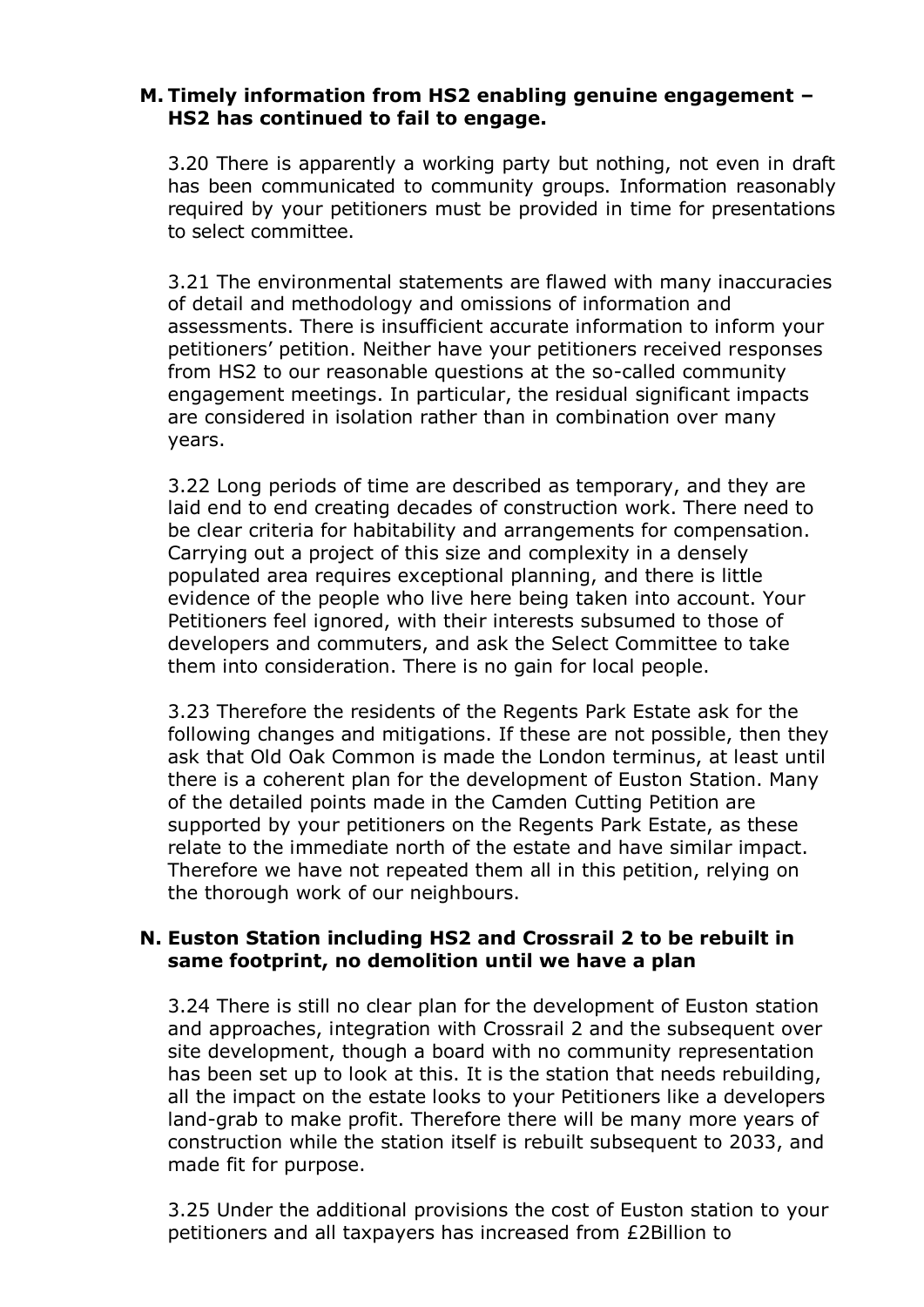## M. Timely information from HS2 enabling genuine engagement – HS2 has continued to fail to engage.

3.20 There is apparently a working party but nothing, not even in draft has been communicated to community groups. Information reasonably required by your petitioners must be provided in time for presentations to select committee.

3.21 The environmental statements are flawed with many inaccuracies of detail and methodology and omissions of information and assessments. There is insufficient accurate information to inform your petitioners' petition. Neither have your petitioners received responses from HS2 to our reasonable questions at the so-called community engagement meetings. In particular, the residual significant impacts are considered in isolation rather than in combination over many years.

3.22 Long periods of time are described as temporary, and they are laid end to end creating decades of construction work. There need to be clear criteria for habitability and arrangements for compensation. Carrying out a project of this size and complexity in a densely populated area requires exceptional planning, and there is little evidence of the people who live here being taken into account. Your Petitioners feel ignored, with their interests subsumed to those of developers and commuters, and ask the Select Committee to take them into consideration. There is no gain for local people.

3.23 Therefore the residents of the Regents Park Estate ask for the following changes and mitigations. If these are not possible, then they ask that Old Oak Common is made the London terminus, at least until there is a coherent plan for the development of Euston Station. Many of the detailed points made in the Camden Cutting Petition are supported by your petitioners on the Regents Park Estate, as these relate to the immediate north of the estate and have similar impact. Therefore we have not repeated them all in this petition, relying on the thorough work of our neighbours.

## N. Euston Station including HS2 and Crossrail 2 to be rebuilt in same footprint, no demolition until we have a plan

3.24 There is still no clear plan for the development of Euston station and approaches, integration with Crossrail 2 and the subsequent over site development, though a board with no community representation has been set up to look at this. It is the station that needs rebuilding, all the impact on the estate looks to your Petitioners like a developers land-grab to make profit. Therefore there will be many more years of construction while the station itself is rebuilt subsequent to 2033, and made fit for purpose.

3.25 Under the additional provisions the cost of Euston station to your petitioners and all taxpayers has increased from £2Billion to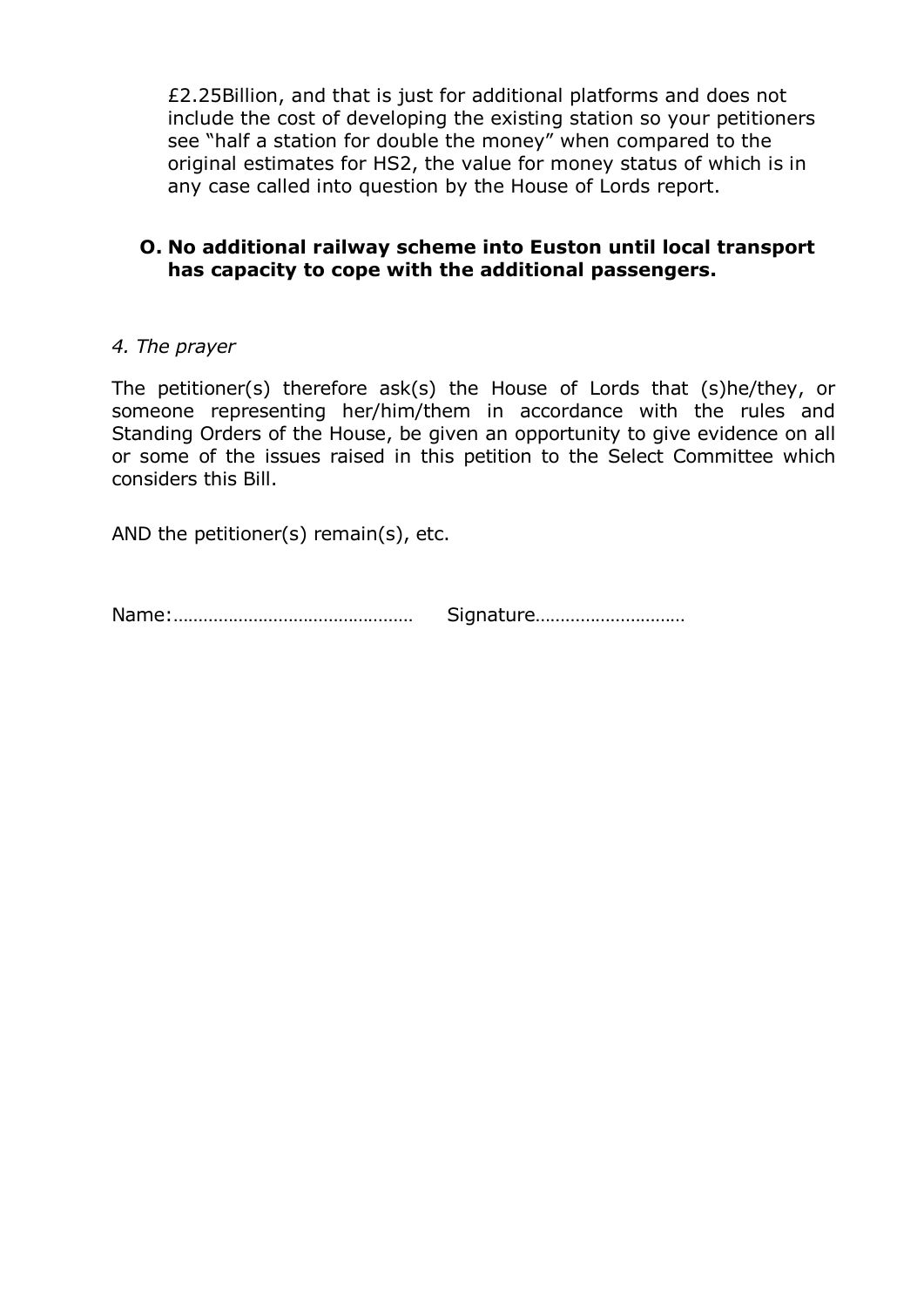£2.25Billion, and that is just for additional platforms and does not include the cost of developing the existing station so your petitioners see "half a station for double the money" when compared to the original estimates for HS2, the value for money status of which is in any case called into question by the House of Lords report.

**O. No additional railway scheme into Euston until local transport has capacity to cope with the additional passengers.**

*4. The prayer*

The petitioner(s) therefore ask(s) the House of Lords that (s)he/they, or someone representing her/him/them in accordance with the rules and Standing Orders of the House, be given an opportunity to give evidence on all or some of the issues raised in this petition to the Select Committee which considers this Bill.

AND the petitioner(s) remain(s), etc.

Name:……………………………………… Signature………………………